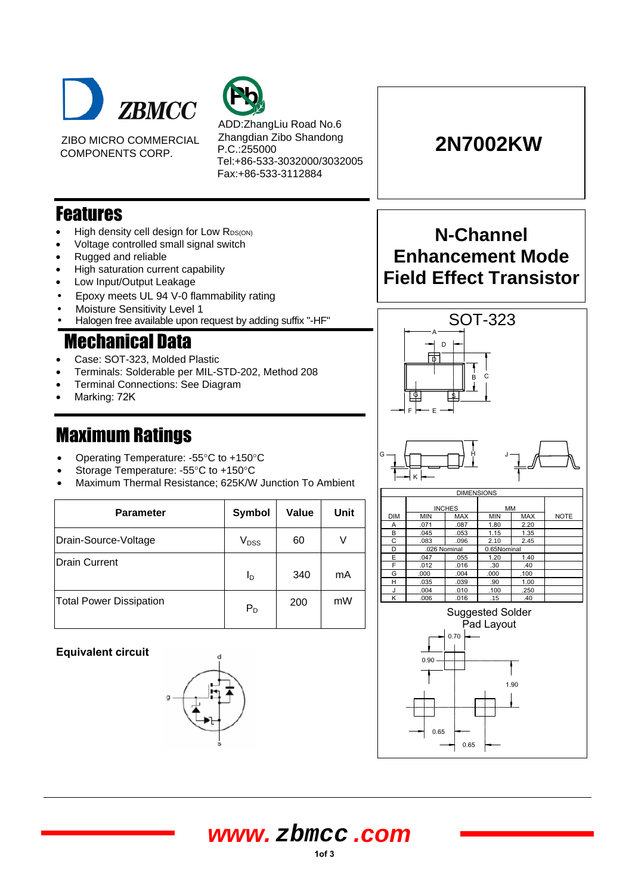ZBMCC

ZIBO MICRO COMMERCIAL COMPONENTS CORP.

ADD:ZhangLiu Road No.6
Zhangdian Zibo Shandong
P.C.:255000
Tel:+86-533-3032000/3032005
Fax:+86-533-3112884

# 2N7002KW

## N-Channel Enhancement Mode Field Effect Transistor

## Features

- High density cell design for Low $R_{DS(ON)}$
- Voltage controlled small signal switch
- Rugged and reliable
- High saturation current capability
- Low Input/Output Leakage
- Epoxy meets UL 94 V-0 flammability rating
- Moisture Sensitivity Level 1
- Halogen free available upon request by adding suffix "-HF"

## Mechanical Data

- Case: SOT-323, Molded Plastic
- Terminals: Solderable per MIL-STD-202, Method 208
- Terminal Connections: See Diagram
- Marking: 72K

## Maximum Ratings

- Operating Temperature: -55°C to +150°C
- Storage Temperature: -55°C to +150°C
- Maximum Thermal Resistance; 625K/W Junction To Ambient

| Parameter | Symbol | Value | Unit |
|---|---|---|---|
| Drain-Source-Voltage | $V_{DSS}$ | 60 | V |
| Drain Current | $I_D$ | 340 | mA |
| Total Power Dissipation | $P_D$ | 200 | mW |

**Equivalent circuit**

SOT-323

| DIM | INCHES MIN | INCHES MAX | MM MIN | MM MAX | NOTE |
|---|---|---|---|---|---|
| A | .071 | .087 | 1.80 | 2.20 | |
| B | .045 | .053 | 1.15 | 1.35 | |
| C | .083 | .096 | 2.10 | 2.45 | |
| D | .026 Nominal | | 0.65Nominal | | |
| E | .047 | .055 | 1.20 | 1.40 | |
| F | .012 | .016 | .30 | .40 | |
| G | .000 | .004 | .000 | .100 | |
| H | .035 | .039 | .90 | 1.00 | |
| J | .004 | .010 | .100 | .250 | |
| K | .006 | .016 | .15 | .40 | |

Suggested Solder Pad Layout

0.70, 0.90, 1.90, 0.65, 0.65

www.zbmcc.com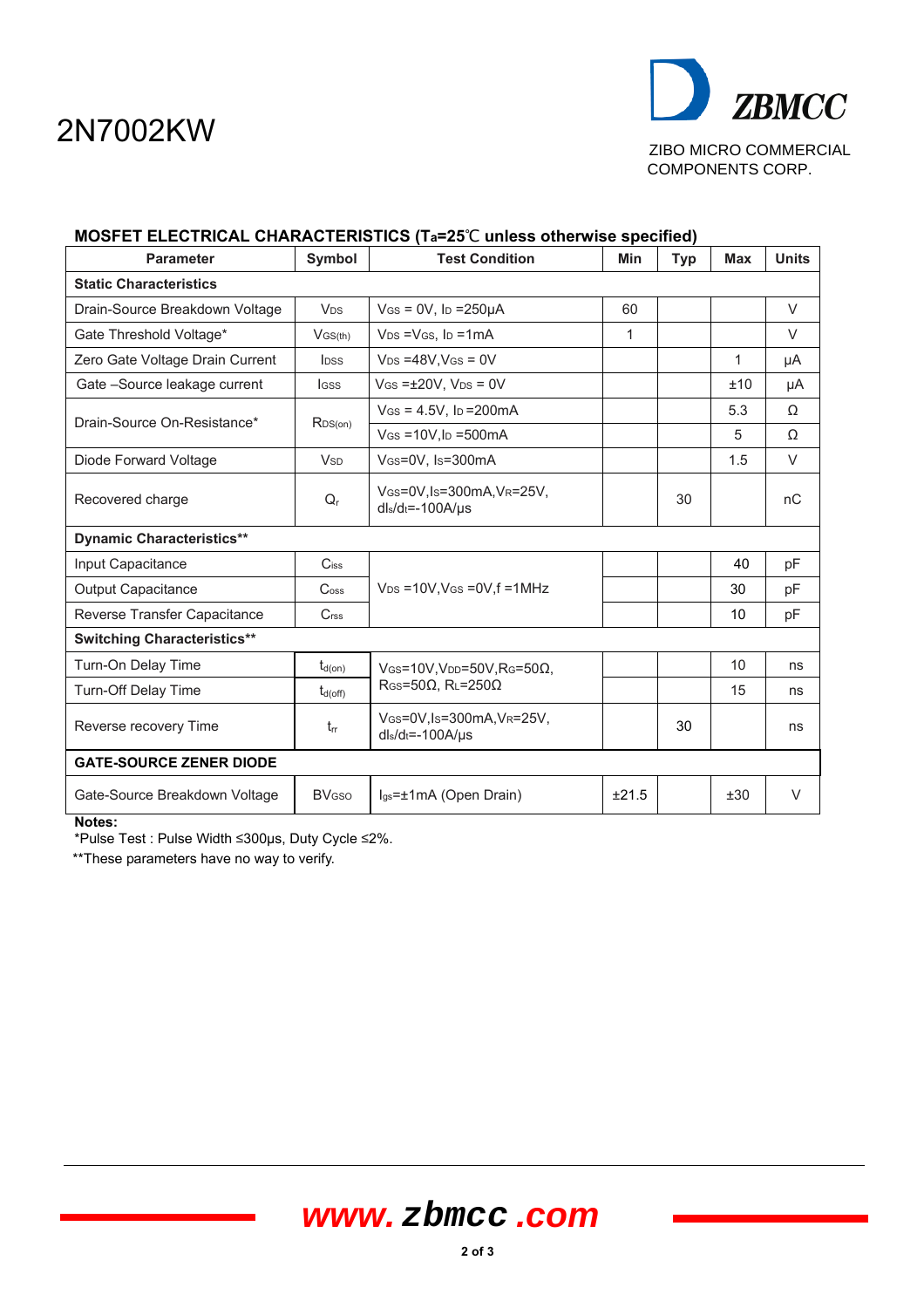# 2N7002KW

ZBMCC

ZIBO MICRO COMMERCIAL COMPONENTS CORP.

### MOSFET ELECTRICAL CHARACTERISTICS ($T_a$=25℃ unless otherwise specified)

| Parameter | Symbol | Test Condition | Min | Typ | Max | Units |
|---|---|---|---|---|---|---|
| **Static Characteristics** | | | | | | |
| Drain-Source Breakdown Voltage | $V_{DS}$ | $V_{GS}$ = 0V, $I_D$ =250μA | 60 | | | V |
| Gate Threshold Voltage* | $V_{GS(th)}$ | $V_{DS}$ =$V_{GS}$, $I_D$ =1mA | 1 | | | V |
| Zero Gate Voltage Drain Current | $I_{DSS}$ | $V_{DS}$ =48V,$V_{GS}$ = 0V | | | 1 | μA |
| Gate –Source leakage current | $I_{GSS}$ | $V_{GS}$ =±20V, $V_{DS}$ = 0V | | | ±10 | μA |
| Drain-Source On-Resistance* | $R_{DS(on)}$ | $V_{GS}$ = 4.5V, $I_D$ =200mA | | | 5.3 | Ω |
| | | $V_{GS}$ =10V,$I_D$ =500mA | | | 5 | Ω |
| Diode Forward Voltage | $V_{SD}$ | $V_{GS}$=0V, $I_S$=300mA | | | 1.5 | V |
| Recovered charge | $Q_r$ | $V_{GS}$=0V,$I_S$=300mA,$V_R$=25V, $dI_S/d_t$=-100A/μs | | 30 | | nC |
| **Dynamic Characteristics**** | | | | | | |
| Input Capacitance | $C_{iss}$ | $V_{DS}$ =10V,$V_{GS}$ =0V,f =1MHz | | | 40 | pF |
| Output Capacitance | $C_{oss}$ | | | | 30 | pF |
| Reverse Transfer Capacitance | $C_{rss}$ | | | | 10 | pF |
| **Switching Characteristics**** | | | | | | |
| Turn-On Delay Time | $t_{d(on)}$ | $V_{GS}$=10V,$V_{DD}$=50V,$R_G$=50Ω, $R_{GS}$=50Ω, $R_L$=250Ω | | | 10 | ns |
| Turn-Off Delay Time | $t_{d(off)}$ | | | | 15 | ns |
| Reverse recovery Time | $t_{rr}$ | $V_{GS}$=0V,$I_S$=300mA,$V_R$=25V, $dI_S/d_t$=-100A/μs | | 30 | | ns |
| **GATE-SOURCE ZENER DIODE** | | | | | | |
| Gate-Source Breakdown Voltage | $BV_{GSO}$ | $I_{gs}$=±1mA (Open Drain) | ±21.5 | | ±30 | V |

**Notes:**

*Pulse Test : Pulse Width ≤300μs, Duty Cycle ≤2%.

**These parameters have no way to verify.

www.zbmcc.com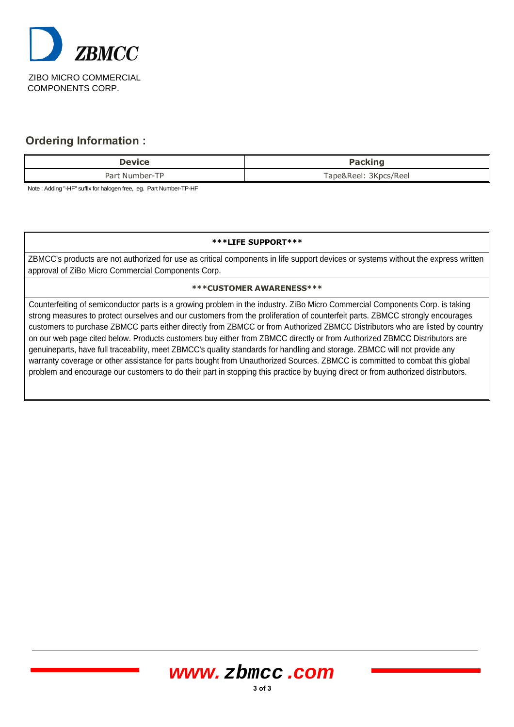ZBMCC

ZIBO MICRO COMMERCIAL COMPONENTS CORP.

## Ordering Information :

| Device | Packing |
|---|---|
| Part Number-TP | Tape&Reel: 3Kpcs/Reel |

Note : Adding "-HF" suffix for halogen free, eg. Part Number-TP-HF

| ***LIFE SUPPORT*** |
|---|
| ZBMCC's products are not authorized for use as critical components in life support devices or systems without the express written approval of ZiBo Micro Commercial Components Corp. |
| ***CUSTOMER AWARENESS*** |
| Counterfeiting of semiconductor parts is a growing problem in the industry. ZiBo Micro Commercial Components Corp. is taking strong measures to protect ourselves and our customers from the proliferation of counterfeit parts. ZBMCC strongly encourages customers to purchase ZBMCC parts either directly from ZBMCC or from Authorized ZBMCC Distributors who are listed by country on our web page cited below. Products customers buy either from ZBMCC directly or from Authorized ZBMCC Distributors are genuineparts, have full traceability, meet ZBMCC's quality standards for handling and storage. ZBMCC will not provide any warranty coverage or other assistance for parts bought from Unauthorized Sources. ZBMCC is committed to combat this global problem and encourage our customers to do their part in stopping this practice by buying direct or from authorized distributors. |

www.zbmcc.com